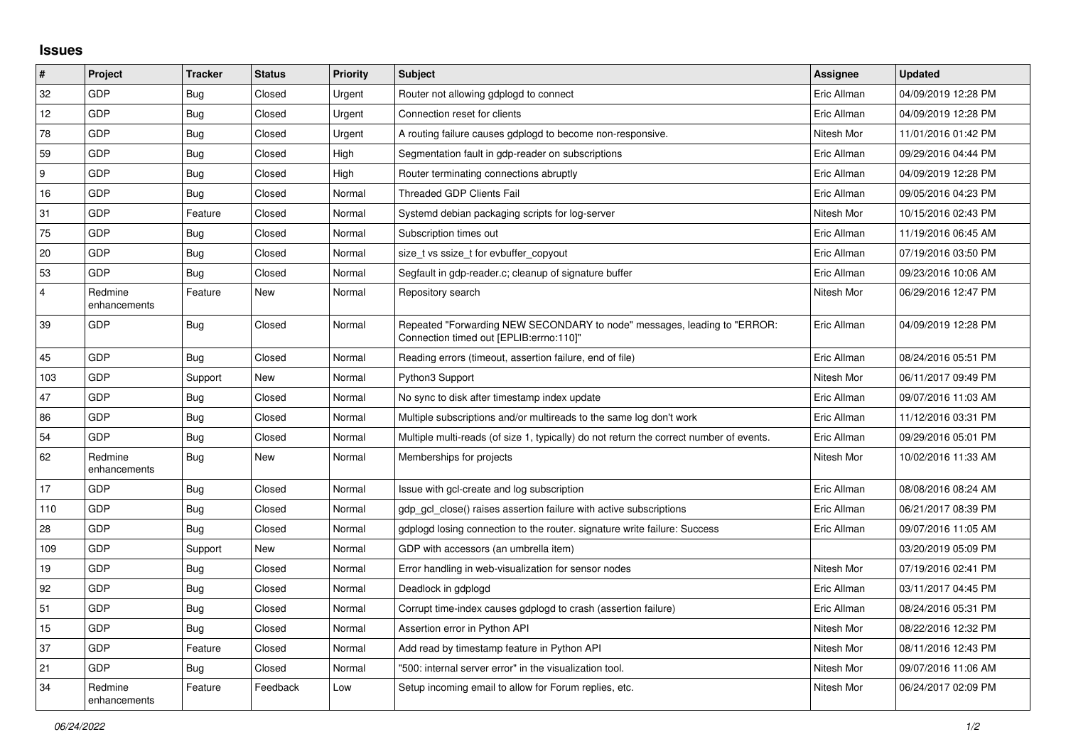## Issues

| # | Project | Tracker | Status | Priority | Subject | Assignee | Updated |
|---|---|---|---|---|---|---|---|
| 32 | GDP | Bug | Closed | Urgent | Router not allowing gdplogd to connect | Eric Allman | 04/09/2019 12:28 PM |
| 12 | GDP | Bug | Closed | Urgent | Connection reset for clients | Eric Allman | 04/09/2019 12:28 PM |
| 78 | GDP | Bug | Closed | Urgent | A routing failure causes gdplogd to become non-responsive. | Nitesh Mor | 11/01/2016 01:42 PM |
| 59 | GDP | Bug | Closed | High | Segmentation fault in gdp-reader on subscriptions | Eric Allman | 09/29/2016 04:44 PM |
| 9 | GDP | Bug | Closed | High | Router terminating connections abruptly | Eric Allman | 04/09/2019 12:28 PM |
| 16 | GDP | Bug | Closed | Normal | Threaded GDP Clients Fail | Eric Allman | 09/05/2016 04:23 PM |
| 31 | GDP | Feature | Closed | Normal | Systemd debian packaging scripts for log-server | Nitesh Mor | 10/15/2016 02:43 PM |
| 75 | GDP | Bug | Closed | Normal | Subscription times out | Eric Allman | 11/19/2016 06:45 AM |
| 20 | GDP | Bug | Closed | Normal | size_t vs ssize_t for evbuffer_copyout | Eric Allman | 07/19/2016 03:50 PM |
| 53 | GDP | Bug | Closed | Normal | Segfault in gdp-reader.c; cleanup of signature buffer | Eric Allman | 09/23/2016 10:06 AM |
| 4 | Redmine enhancements | Feature | New | Normal | Repository search | Nitesh Mor | 06/29/2016 12:47 PM |
| 39 | GDP | Bug | Closed | Normal | Repeated "Forwarding NEW SECONDARY to node" messages, leading to "ERROR: Connection timed out [EPLIB:errno:110]" | Eric Allman | 04/09/2019 12:28 PM |
| 45 | GDP | Bug | Closed | Normal | Reading errors (timeout, assertion failure, end of file) | Eric Allman | 08/24/2016 05:51 PM |
| 103 | GDP | Support | New | Normal | Python3 Support | Nitesh Mor | 06/11/2017 09:49 PM |
| 47 | GDP | Bug | Closed | Normal | No sync to disk after timestamp index update | Eric Allman | 09/07/2016 11:03 AM |
| 86 | GDP | Bug | Closed | Normal | Multiple subscriptions and/or multireads to the same log don't work | Eric Allman | 11/12/2016 03:31 PM |
| 54 | GDP | Bug | Closed | Normal | Multiple multi-reads (of size 1, typically) do not return the correct number of events. | Eric Allman | 09/29/2016 05:01 PM |
| 62 | Redmine enhancements | Bug | New | Normal | Memberships for projects | Nitesh Mor | 10/02/2016 11:33 AM |
| 17 | GDP | Bug | Closed | Normal | Issue with gcl-create and log subscription | Eric Allman | 08/08/2016 08:24 AM |
| 110 | GDP | Bug | Closed | Normal | gdp_gcl_close() raises assertion failure with active subscriptions | Eric Allman | 06/21/2017 08:39 PM |
| 28 | GDP | Bug | Closed | Normal | gdplogd losing connection to the router. signature write failure: Success | Eric Allman | 09/07/2016 11:05 AM |
| 109 | GDP | Support | New | Normal | GDP with accessors (an umbrella item) | | 03/20/2019 05:09 PM |
| 19 | GDP | Bug | Closed | Normal | Error handling in web-visualization for sensor nodes | Nitesh Mor | 07/19/2016 02:41 PM |
| 92 | GDP | Bug | Closed | Normal | Deadlock in gdplogd | Eric Allman | 03/11/2017 04:45 PM |
| 51 | GDP | Bug | Closed | Normal | Corrupt time-index causes gdplogd to crash (assertion failure) | Eric Allman | 08/24/2016 05:31 PM |
| 15 | GDP | Bug | Closed | Normal | Assertion error in Python API | Nitesh Mor | 08/22/2016 12:32 PM |
| 37 | GDP | Feature | Closed | Normal | Add read by timestamp feature in Python API | Nitesh Mor | 08/11/2016 12:43 PM |
| 21 | GDP | Bug | Closed | Normal | "500: internal server error" in the visualization tool. | Nitesh Mor | 09/07/2016 11:06 AM |
| 34 | Redmine enhancements | Feature | Feedback | Low | Setup incoming email to allow for Forum replies, etc. | Nitesh Mor | 06/24/2017 02:09 PM |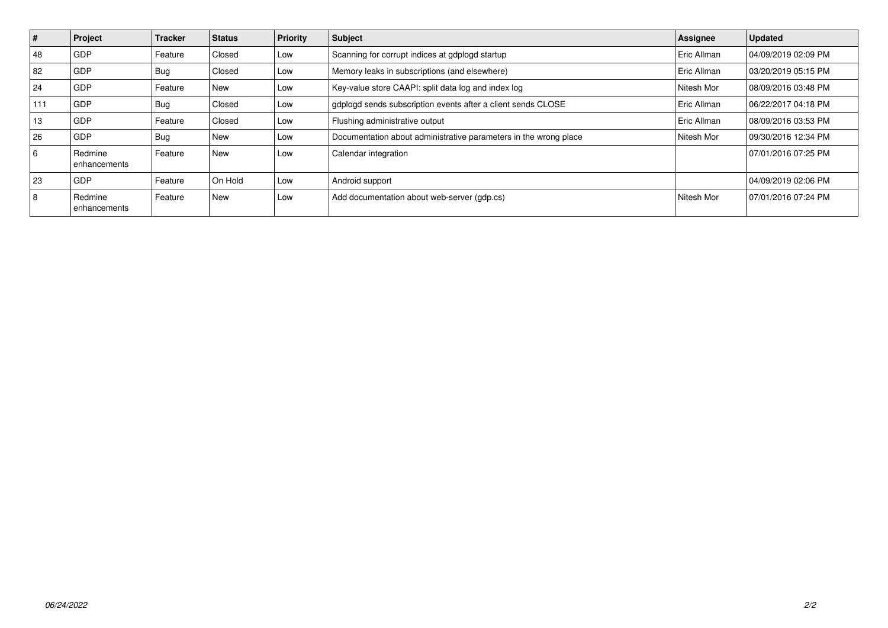| # | Project | Tracker | Status | Priority | Subject | Assignee | Updated |
| --- | --- | --- | --- | --- | --- | --- | --- |
| 48 | GDP | Feature | Closed | Low | Scanning for corrupt indices at gdplogd startup | Eric Allman | 04/09/2019 02:09 PM |
| 82 | GDP | Bug | Closed | Low | Memory leaks in subscriptions (and elsewhere) | Eric Allman | 03/20/2019 05:15 PM |
| 24 | GDP | Feature | New | Low | Key-value store CAAPI: split data log and index log | Nitesh Mor | 08/09/2016 03:48 PM |
| 111 | GDP | Bug | Closed | Low | gdplogd sends subscription events after a client sends CLOSE | Eric Allman | 06/22/2017 04:18 PM |
| 13 | GDP | Feature | Closed | Low | Flushing administrative output | Eric Allman | 08/09/2016 03:53 PM |
| 26 | GDP | Bug | New | Low | Documentation about administrative parameters in the wrong place | Nitesh Mor | 09/30/2016 12:34 PM |
| 6 | Redmine enhancements | Feature | New | Low | Calendar integration | | 07/01/2016 07:25 PM |
| 23 | GDP | Feature | On Hold | Low | Android support | | 04/09/2019 02:06 PM |
| 8 | Redmine enhancements | Feature | New | Low | Add documentation about web-server (gdp.cs) | Nitesh Mor | 07/01/2016 07:24 PM |